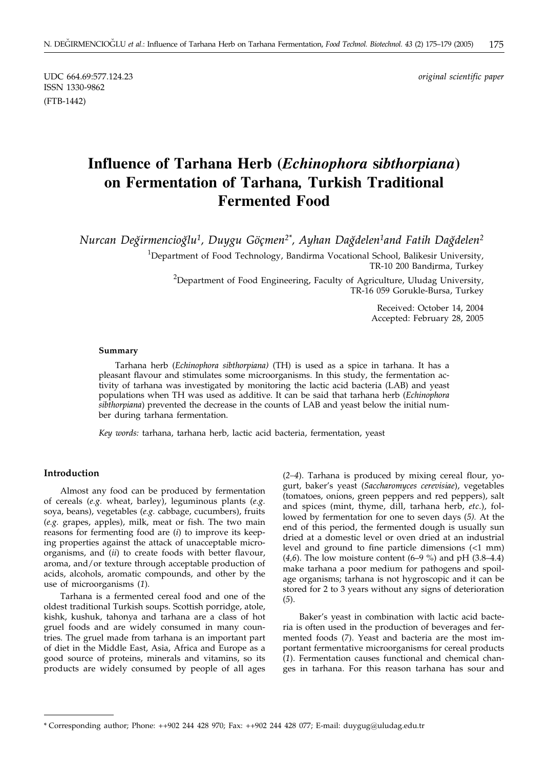UDC 664.69:577.124.23
ISSN 1330-9862
(FTB-1442)

*original scientific paper*

# Influence of Tarhana Herb (*Echinophora sibthorpiana*) on Fermentation of Tarhana, Turkish Traditional Fermented Food

*Nurcan Değirmencioğlu[1], Duygu Göçmen[2*], Ayhan Dağdelen[1] and Fatih Dağdelen[2]*

[1]Department of Food Technology, Bandirma Vocational School, Balikesir University, TR-10 200 Bandirma, Turkey

[2]Department of Food Engineering, Faculty of Agriculture, Uludag University, TR-16 059 Gorukle-Bursa, Turkey

Received: October 14, 2004
Accepted: February 28, 2005

### Summary

Tarhana herb (*Echinophora sibthorpiana)* (TH) is used as a spice in tarhana. It has a pleasant flavour and stimulates some microorganisms. In this study, the fermentation activity of tarhana was investigated by monitoring the lactic acid bacteria (LAB) and yeast populations when TH was used as additive. It can be said that tarhana herb (*Echinophora sibthorpiana*) prevented the decrease in the counts of LAB and yeast below the initial number during tarhana fermentation.

*Key words:* tarhana, tarhana herb, lactic acid bacteria, fermentation, yeast

## Introduction

Almost any food can be produced by fermentation of cereals (*e.g.* wheat, barley), leguminous plants (*e.g.* soya, beans), vegetables (*e.g.* cabbage, cucumbers), fruits (*e.g.* grapes, apples), milk, meat or fish. The two main reasons for fermenting food are (*i*) to improve its keeping properties against the attack of unacceptable microorganisms, and (*ii*) to create foods with better flavour, aroma, and/or texture through acceptable production of acids, alcohols, aromatic compounds, and other by the use of microorganisms (*1*).

Tarhana is a fermented cereal food and one of the oldest traditional Turkish soups. Scottish porridge, atole, kishk, kushuk, tahonya and tarhana are a class of hot gruel foods and are widely consumed in many countries. The gruel made from tarhana is an important part of diet in the Middle East, Asia, Africa and Europe as a good source of proteins, minerals and vitamins, so its products are widely consumed by people of all ages (*2–4*). Tarhana is produced by mixing cereal flour, yogurt, baker's yeast (*Saccharomyces cerevisiae*), vegetables (tomatoes, onions, green peppers and red peppers), salt and spices (mint, thyme, dill, tarhana herb, *etc.*), followed by fermentation for one to seven days (*5).* At the end of this period, the fermented dough is usually sun dried at a domestic level or oven dried at an industrial level and ground to fine particle dimensions (<1 mm) (*4,6*). The low moisture content (6–9 %) and pH (3.8–4.4) make tarhana a poor medium for pathogens and spoilage organisms; tarhana is not hygroscopic and it can be stored for 2 to 3 years without any signs of deterioration (*5*).

Baker's yeast in combination with lactic acid bacteria is often used in the production of beverages and fermented foods (*7*). Yeast and bacteria are the most important fermentative microorganisms for cereal products (*1*). Fermentation causes functional and chemical changes in tarhana. For this reason tarhana has sour and

\* Corresponding author; Phone: ++902 244 428 970; Fax: ++902 244 428 077; E-mail: duygug@uludag.edu.tr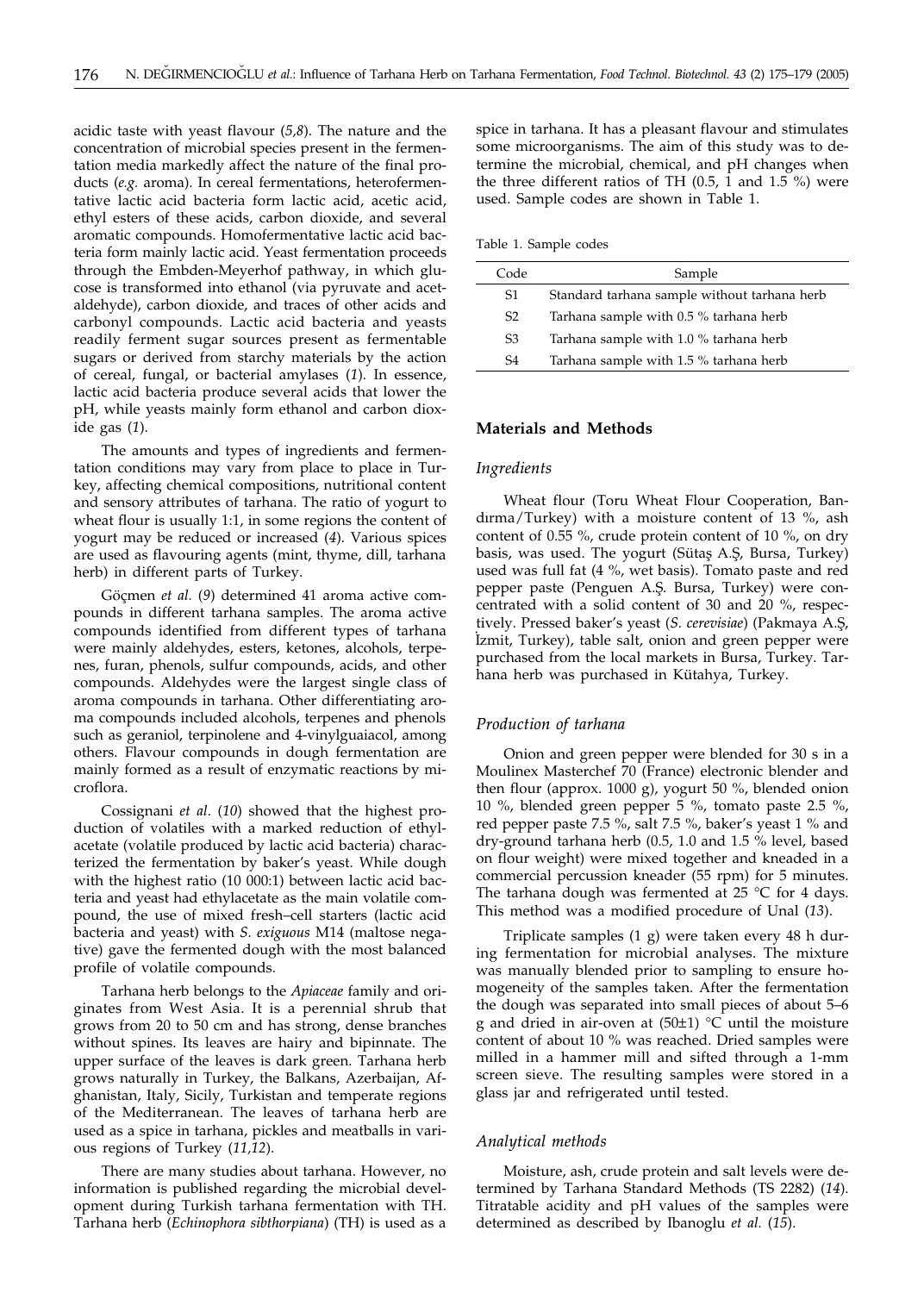acidic taste with yeast flavour (*5,8*). The nature and the concentration of microbial species present in the fermentation media markedly affect the nature of the final products (*e.g.* aroma). In cereal fermentations, heterofermentative lactic acid bacteria form lactic acid, acetic acid, ethyl esters of these acids, carbon dioxide, and several aromatic compounds. Homofermentative lactic acid bacteria form mainly lactic acid. Yeast fermentation proceeds through the Embden-Meyerhof pathway, in which glucose is transformed into ethanol (via pyruvate and acetaldehyde), carbon dioxide, and traces of other acids and carbonyl compounds. Lactic acid bacteria and yeasts readily ferment sugar sources present as fermentable sugars or derived from starchy materials by the action of cereal, fungal, or bacterial amylases (*1*). In essence, lactic acid bacteria produce several acids that lower the pH, while yeasts mainly form ethanol and carbon dioxide gas (*1*).

The amounts and types of ingredients and fermentation conditions may vary from place to place in Turkey, affecting chemical compositions, nutritional content and sensory attributes of tarhana. The ratio of yogurt to wheat flour is usually 1:1, in some regions the content of yogurt may be reduced or increased (*4*). Various spices are used as flavouring agents (mint, thyme, dill, tarhana herb) in different parts of Turkey.

Göçmen *et al.* (*9*) determined 41 aroma active compounds in different tarhana samples. The aroma active compounds identified from different types of tarhana were mainly aldehydes, esters, ketones, alcohols, terpenes, furan, phenols, sulfur compounds, acids, and other compounds. Aldehydes were the largest single class of aroma compounds in tarhana. Other differentiating aroma compounds included alcohols, terpenes and phenols such as geraniol, terpinolene and 4-vinylguaiacol, among others. Flavour compounds in dough fermentation are mainly formed as a result of enzymatic reactions by microflora.

Cossignani *et al*. (*10*) showed that the highest production of volatiles with a marked reduction of ethylacetate (volatile produced by lactic acid bacteria) characterized the fermentation by baker's yeast. While dough with the highest ratio (10 000:1) between lactic acid bacteria and yeast had ethylacetate as the main volatile compound, the use of mixed fresh–cell starters (lactic acid bacteria and yeast) with *S. exiguous* M14 (maltose negative) gave the fermented dough with the most balanced profile of volatile compounds.

Tarhana herb belongs to the *Apiaceae* family and originates from West Asia. It is a perennial shrub that grows from 20 to 50 cm and has strong, dense branches without spines. Its leaves are hairy and bipinnate. The upper surface of the leaves is dark green. Tarhana herb grows naturally in Turkey, the Balkans, Azerbaijan, Afghanistan, Italy, Sicily, Turkistan and temperate regions of the Mediterranean. The leaves of tarhana herb are used as a spice in tarhana, pickles and meatballs in various regions of Turkey (*11,12*).

There are many studies about tarhana. However, no information is published regarding the microbial development during Turkish tarhana fermentation with TH. Tarhana herb (*Echinophora sibthorpiana*) (TH) is used as a spice in tarhana. It has a pleasant flavour and stimulates some microorganisms. The aim of this study was to determine the microbial, chemical, and pH changes when the three different ratios of TH (0.5, 1 and 1.5 %) were used. Sample codes are shown in Table 1.

Table 1. Sample codes

| Code | Sample |
|---|---|
| S1 | Standard tarhana sample without tarhana herb |
| S2 | Tarhana sample with 0.5 % tarhana herb |
| S3 | Tarhana sample with 1.0 % tarhana herb |
| S4 | Tarhana sample with 1.5 % tarhana herb |

## Materials and Methods

### *Ingredients*

Wheat flour (Toru Wheat Flour Cooperation, Bandırma/Turkey) with a moisture content of 13 %, ash content of 0.55 %, crude protein content of 10 %, on dry basis, was used. The yogurt (Sütaş A.Ş, Bursa, Turkey) used was full fat (4 %, wet basis). Tomato paste and red pepper paste (Penguen A.Ş. Bursa, Turkey) were concentrated with a solid content of 30 and 20 %, respectively. Pressed baker's yeast (*S. cerevisiae*) (Pakmaya A.Ş, İzmit, Turkey), table salt, onion and green pepper were purchased from the local markets in Bursa, Turkey. Tarhana herb was purchased in Kütahya, Turkey.

### *Production of tarhana*

Onion and green pepper were blended for 30 s in a Moulinex Masterchef 70 (France) electronic blender and then flour (approx. 1000 g), yogurt 50 %, blended onion 10 %, blended green pepper 5 %, tomato paste 2.5 %, red pepper paste 7.5 %, salt 7.5 %, baker's yeast 1 % and dry-ground tarhana herb (0.5, 1.0 and 1.5 % level, based on flour weight) were mixed together and kneaded in a commercial percussion kneader (55 rpm) for 5 minutes. The tarhana dough was fermented at 25 °C for 4 days. This method was a modified procedure of Unal (*13*).

Triplicate samples (1 g) were taken every 48 h during fermentation for microbial analyses. The mixture was manually blended prior to sampling to ensure homogeneity of the samples taken. After the fermentation the dough was separated into small pieces of about 5–6 g and dried in air-oven at (50±1) °C until the moisture content of about 10 % was reached. Dried samples were milled in a hammer mill and sifted through a 1-mm screen sieve. The resulting samples were stored in a glass jar and refrigerated until tested.

### *Analytical methods*

Moisture, ash, crude protein and salt levels were determined by Tarhana Standard Methods (TS 2282) (*14*). Titratable acidity and pH values of the samples were determined as described by Ibanoglu *et al.* (*15*).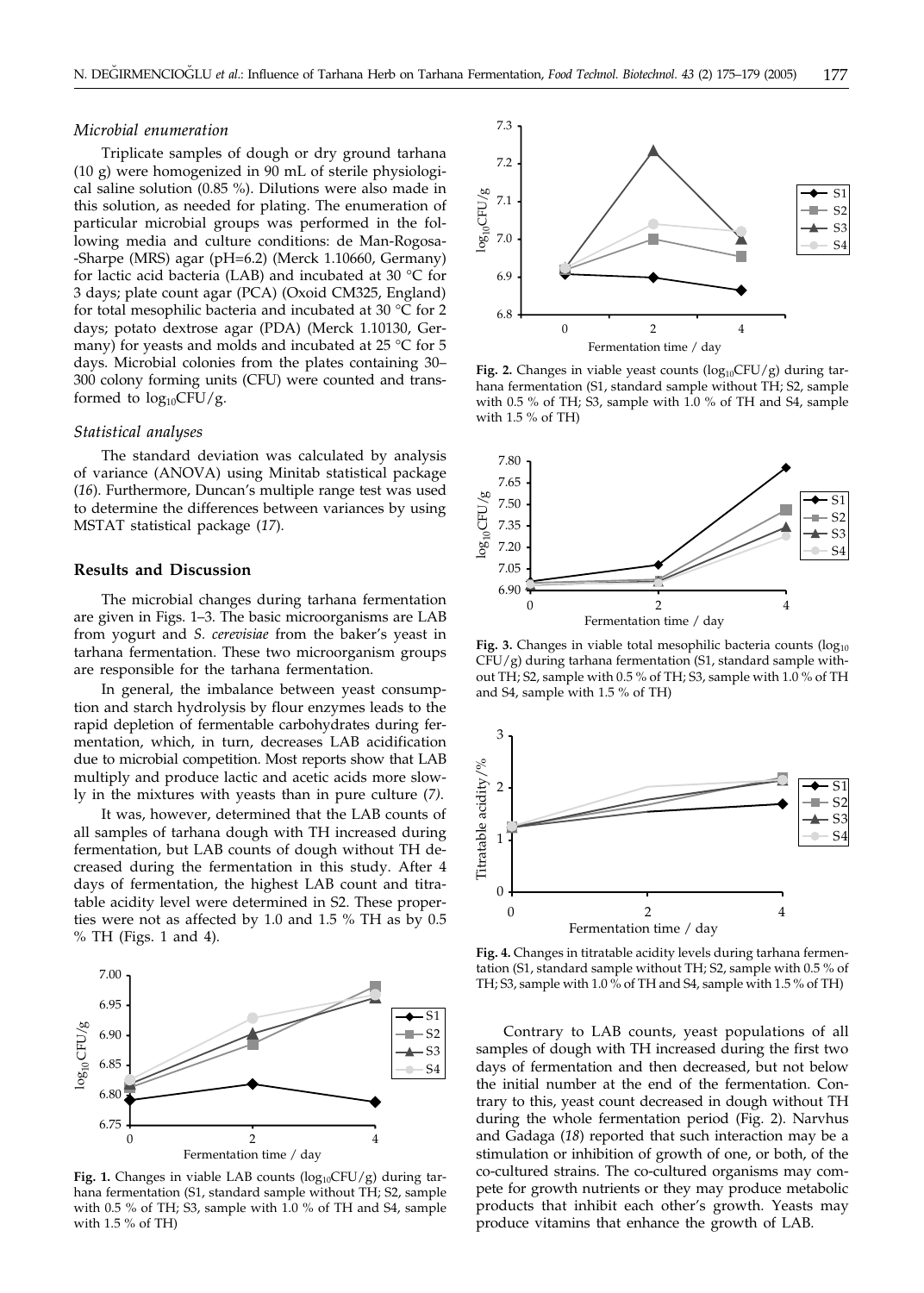### *Microbial enumeration*

Triplicate samples of dough or dry ground tarhana (10 g) were homogenized in 90 mL of sterile physiological saline solution (0.85 %). Dilutions were also made in this solution, as needed for plating. The enumeration of particular microbial groups was performed in the following media and culture conditions: de Man-Rogosa-Sharpe (MRS) agar (pH=6.2) (Merck 1.10660, Germany) for lactic acid bacteria (LAB) and incubated at 30 °C for 3 days; plate count agar (PCA) (Oxoid CM325, England) for total mesophilic bacteria and incubated at 30 °C for 2 days; potato dextrose agar (PDA) (Merck 1.10130, Germany) for yeasts and molds and incubated at 25 °C for 5 days. Microbial colonies from the plates containing 30–300 colony forming units (CFU) were counted and transformed to $\log_{10}$CFU/g.

### *Statistical analyses*

The standard deviation was calculated by analysis of variance (ANOVA) using Minitab statistical package (*16*). Furthermore, Duncan's multiple range test was used to determine the differences between variances by using MSTAT statistical package (*17*).

## Results and Discussion

The microbial changes during tarhana fermentation are given in Figs. 1–3. The basic microorganisms are LAB from yogurt and *S. cerevisiae* from the baker's yeast in tarhana fermentation. These two microorganism groups are responsible for the tarhana fermentation.

In general, the imbalance between yeast consumption and starch hydrolysis by flour enzymes leads to the rapid depletion of fermentable carbohydrates during fermentation, which, in turn, decreases LAB acidification due to microbial competition. Most reports show that LAB multiply and produce lactic and acetic acids more slowly in the mixtures with yeasts than in pure culture (*7*).

It was, however, determined that the LAB counts of all samples of tarhana dough with TH increased during fermentation, but LAB counts of dough without TH decreased during the fermentation in this study. After 4 days of fermentation, the highest LAB count and titratable acidity level were determined in S2. These properties were not as affected by 1.0 and 1.5 % TH as by 0.5 % TH (Figs. 1 and 4).

**Fig. 1.** Changes in viable LAB counts ($\log_{10}$CFU/g) during tarhana fermentation (S1, standard sample without TH; S2, sample with 0.5 % of TH; S3, sample with 1.0 % of TH and S4, sample with 1.5 % of TH)

**Fig. 2.** Changes in viable yeast counts ($\log_{10}$CFU/g) during tarhana fermentation (S1, standard sample without TH; S2, sample with 0.5 % of TH; S3, sample with 1.0 % of TH and S4, sample with 1.5 % of TH)

**Fig. 3.** Changes in viable total mesophilic bacteria counts ($\log_{10}$ CFU/g) during tarhana fermentation (S1, standard sample without TH; S2, sample with 0.5 % of TH; S3, sample with 1.0 % of TH and S4, sample with 1.5 % of TH)

**Fig. 4.** Changes in titratable acidity levels during tarhana fermentation (S1, standard sample without TH; S2, sample with 0.5 % of TH; S3, sample with 1.0 % of TH and S4, sample with 1.5 % of TH)

Contrary to LAB counts, yeast populations of all samples of dough with TH increased during the first two days of fermentation and then decreased, but not below the initial number at the end of the fermentation. Contrary to this, yeast count decreased in dough without TH during the whole fermentation period (Fig. 2). Narvhus and Gadaga (*18*) reported that such interaction may be a stimulation or inhibition of growth of one, or both, of the co-cultured strains. The co-cultured organisms may compete for growth nutrients or they may produce metabolic products that inhibit each other's growth. Yeasts may produce vitamins that enhance the growth of LAB.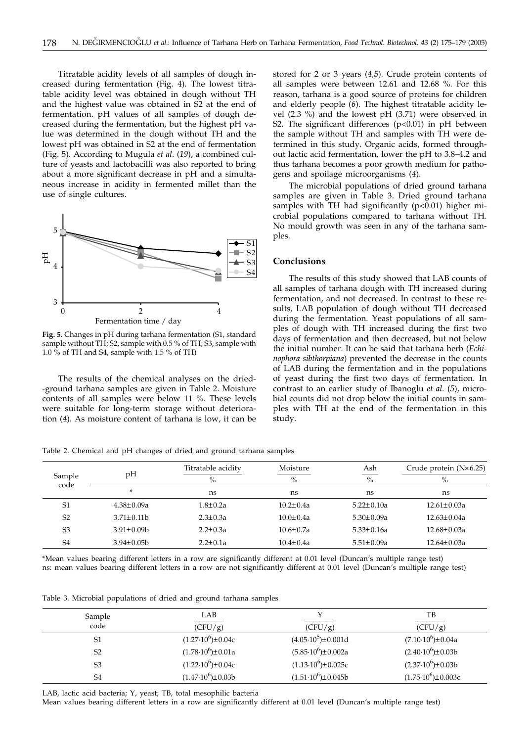Titratable acidity levels of all samples of dough increased during fermentation (Fig. 4). The lowest titratable acidity level was obtained in dough without TH and the highest value was obtained in S2 at the end of fermentation. pH values of all samples of dough decreased during the fermentation, but the highest pH value was determined in the dough without TH and the lowest pH was obtained in S2 at the end of fermentation (Fig. 5). According to Mugula *et al.* (*19*), a combined culture of yeasts and lactobacilli was also reported to bring about a more significant decrease in pH and a simultaneous increase in acidity in fermented millet than the use of single cultures.

**Fig. 5.** Changes in pH during tarhana fermentation (S1, standard sample without TH; S2, sample with 0.5 % of TH; S3, sample with 1.0 % of TH and S4, sample with 1.5 % of TH)

The results of the chemical analyses on the dried-ground tarhana samples are given in Table 2. Moisture contents of all samples were below 11 %. These levels were suitable for long-term storage without deterioration (*4*). As moisture content of tarhana is low, it can be stored for 2 or 3 years (*4,5*). Crude protein contents of all samples were between 12.61 and 12.68 %. For this reason, tarhana is a good source of proteins for children and elderly people (*6*). The highest titratable acidity level (2.3 %) and the lowest pH (3.71) were observed in S2. The significant differences ($p<0.01$) in pH between the sample without TH and samples with TH were determined in this study. Organic acids, formed throughout lactic acid fermentation, lower the pH to 3.8–4.2 and thus tarhana becomes a poor growth medium for pathogens and spoilage microorganisms (*4*).

The microbial populations of dried ground tarhana samples are given in Table 3. Dried ground tarhana samples with TH had significantly ($p<0.01$) higher microbial populations compared to tarhana without TH. No mould growth was seen in any of the tarhana samples.

## Conclusions

The results of this study showed that LAB counts of all samples of tarhana dough with TH increased during fermentation, and not decreased. In contrast to these results, LAB population of dough without TH decreased during the fermentation. Yeast populations of all samples of dough with TH increased during the first two days of fermentation and then decreased, but not below the initial number. It can be said that tarhana herb (*Echinophora sibthorpiana*) prevented the decrease in the counts of LAB during the fermentation and in the populations of yeast during the first two days of fermentation. In contrast to an earlier study of Ibanoglu *et al.* (*5*), microbial counts did not drop below the initial counts in samples with TH at the end of the fermentation in this study.

Table 2. Chemical and pH changes of dried and ground tarhana samples

| Sample code | pH | Titratable acidity | Moisture | Ash | Crude protein (N×6.25) |
|---|---|---|---|---|---|
| | | % | % | % | % |
| | * | ns | ns | ns | ns |
| S1 | 4.38±0.09a | 1.8±0.2a | 10.2±0.4a | 5.22±0.10a | 12.61±0.03a |
| S2 | 3.71±0.11b | 2.3±0.3a | 10.0±0.4a | 5.30±0.09a | 12.63±0.04a |
| S3 | 3.91±0.09b | 2.2±0.3a | 10.6±0.7a | 5.33±0.16a | 12.68±0.03a |
| S4 | 3.94±0.05b | 2.2±0.1a | 10.4±0.4a | 5.51±0.09a | 12.64±0.03a |

*Mean values bearing different letters in a row are significantly different at 0.01 level (Duncan's multiple range test)
ns: mean values bearing different letters in a row are not significantly different at 0.01 level (Duncan's multiple range test)

Table 3. Microbial populations of dried and ground tarhana samples

| Sample code | LAB (CFU/g) | Y (CFU/g) | TB (CFU/g) |
|---|---|---|---|
| S1 | $(1.27\cdot10^{6})\pm0.04$c | $(4.05\cdot10^{5})\pm0.001$d | $(7.10\cdot10^{6})\pm0.04$a |
| S2 | $(1.78\cdot10^{6})\pm0.01$a | $(5.85\cdot10^{6})\pm0.002$a | $(2.40\cdot10^{6})\pm0.03$b |
| S3 | $(1.22\cdot10^{6})\pm0.04$c | $(1.13\cdot10^{6})\pm0.025$c | $(2.37\cdot10^{6})\pm0.03$b |
| S4 | $(1.47\cdot10^{6})\pm0.03$b | $(1.51\cdot10^{6})\pm0.045$b | $(1.75\cdot10^{6})\pm0.003$c |

LAB, lactic acid bacteria; Y, yeast; TB, total mesophilic bacteria
Mean values bearing different letters in a row are significantly different at 0.01 level (Duncan's multiple range test)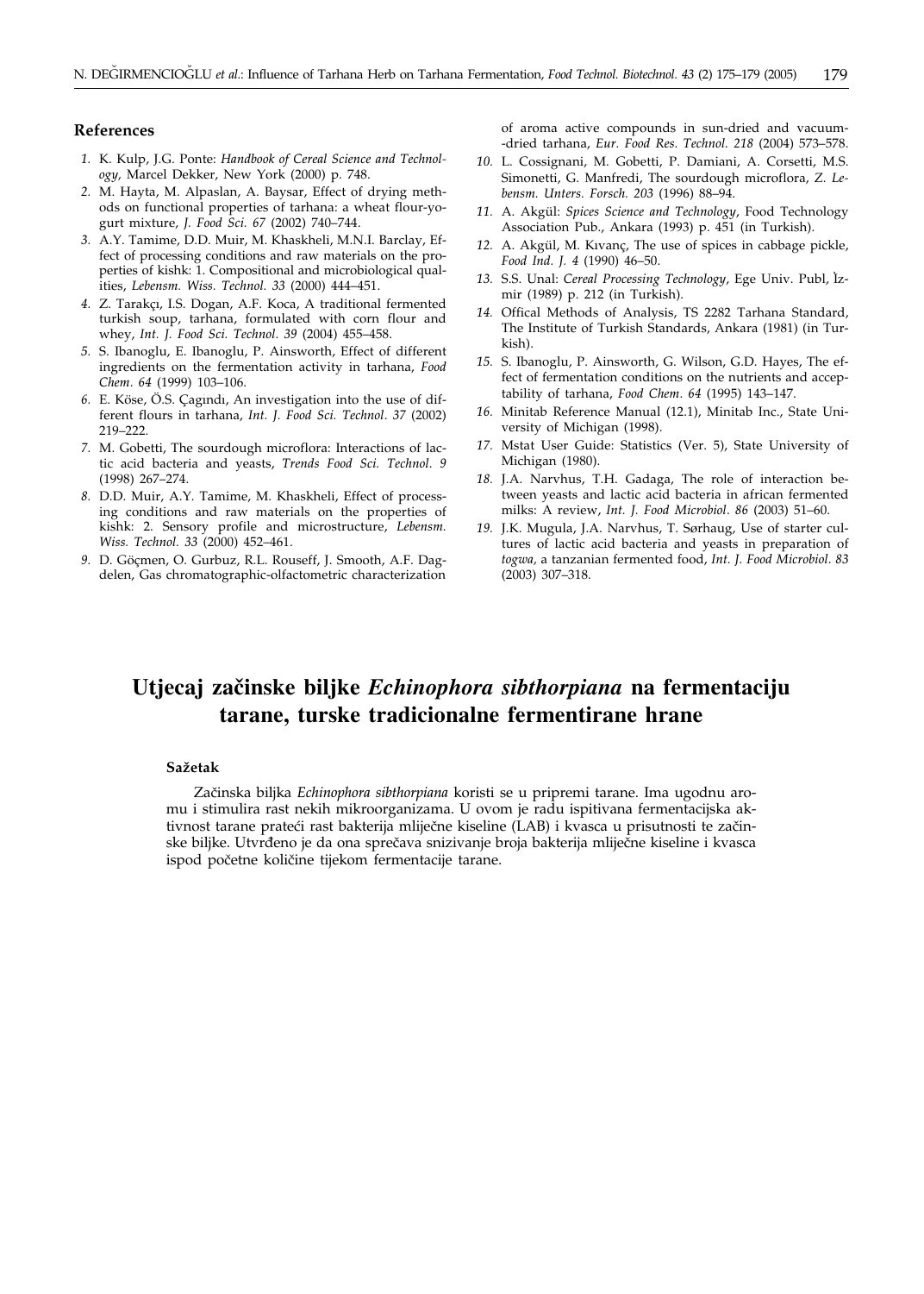## References

1. K. Kulp, J.G. Ponte: *Handbook of Cereal Science and Technology*, Marcel Dekker, New York (2000) p. 748.
2. M. Hayta, M. Alpaslan, A. Baysar, Effect of drying methods on functional properties of tarhana: a wheat flour-yogurt mixture, *J. Food Sci. 67* (2002) 740–744.
3. A.Y. Tamime, D.D. Muir, M. Khaskheli, M.N.I. Barclay, Effect of processing conditions and raw materials on the properties of kishk: 1. Compositional and microbiological qualities, *Lebensm. Wiss. Technol. 33* (2000) 444–451.
4. Z. Tarakçı, I.S. Dogan, A.F. Koca, A traditional fermented turkish soup, tarhana, formulated with corn flour and whey, *Int. J. Food Sci. Technol. 39* (2004) 455–458.
5. S. Ibanoglu, E. Ibanoglu, P. Ainsworth, Effect of different ingredients on the fermentation activity in tarhana, *Food Chem. 64* (1999) 103–106.
6. E. Köse, Ö.S. Çagındı, An investigation into the use of different flours in tarhana, *Int. J. Food Sci. Technol. 37* (2002) 219–222.
7. M. Gobetti, The sourdough microflora: Interactions of lactic acid bacteria and yeasts, *Trends Food Sci. Technol. 9* (1998) 267–274.
8. D.D. Muir, A.Y. Tamime, M. Khaskheli, Effect of processing conditions and raw materials on the properties of kishk: 2. Sensory profile and microstructure, *Lebensm. Wiss. Technol. 33* (2000) 452–461.
9. D. Göçmen, O. Gurbuz, R.L. Rouseff, J. Smooth, A.F. Dagdelen, Gas chromatographic-olfactometric characterization of aroma active compounds in sun-dried and vacuum-dried tarhana, *Eur. Food Res. Technol. 218* (2004) 573–578.
10. L. Cossignani, M. Gobetti, P. Damiani, A. Corsetti, M.S. Simonetti, G. Manfredi, The sourdough microflora, *Z. Lebensm. Unters. Forsch. 203* (1996) 88–94.
11. A. Akgül: *Spices Science and Technology*, Food Technology Association Pub., Ankara (1993) p. 451 (in Turkish).
12. A. Akgül, M. Kıvanç, The use of spices in cabbage pickle, *Food Ind. J. 4* (1990) 46–50.
13. S.S. Unal: *Cereal Processing Technology*, Ege Univ. Publ, İzmir (1989) p. 212 (in Turkish).
14. Offical Methods of Analysis, TS 2282 Tarhana Standard, The Institute of Turkish Standards, Ankara (1981) (in Turkish).
15. S. Ibanoglu, P. Ainsworth, G. Wilson, G.D. Hayes, The effect of fermentation conditions on the nutrients and acceptability of tarhana, *Food Chem. 64* (1995) 143–147.
16. Minitab Reference Manual (12.1), Minitab Inc., State University of Michigan (1998).
17. Mstat User Guide: Statistics (Ver. 5), State University of Michigan (1980).
18. J.A. Narvhus, T.H. Gadaga, The role of interaction between yeasts and lactic acid bacteria in african fermented milks: A review, *Int. J. Food Microbiol. 86* (2003) 51–60.
19. J.K. Mugula, J.A. Narvhus, T. Sørhaug, Use of starter cultures of lactic acid bacteria and yeasts in preparation of *togwa*, a tanzanian fermented food, *Int. J. Food Microbiol. 83* (2003) 307–318.

# Utjecaj začinske biljke *Echinophora sibthorpiana* na fermentaciju tarane, turske tradicionalne fermentirane hrane

### Sažetak

Začinska biljka *Echinophora sibthorpiana* koristi se u pripremi tarane. Ima ugodnu aromu i stimulira rast nekih mikroorganizama. U ovom je radu ispitivana fermentacijska aktivnost tarane prateći rast bakterija mliječne kiseline (LAB) i kvasca u prisutnosti te začinske biljke. Utvrđeno je da ona sprečava snizivanje broja bakterija mliječne kiseline i kvasca ispod početne količine tijekom fermentacije tarane.